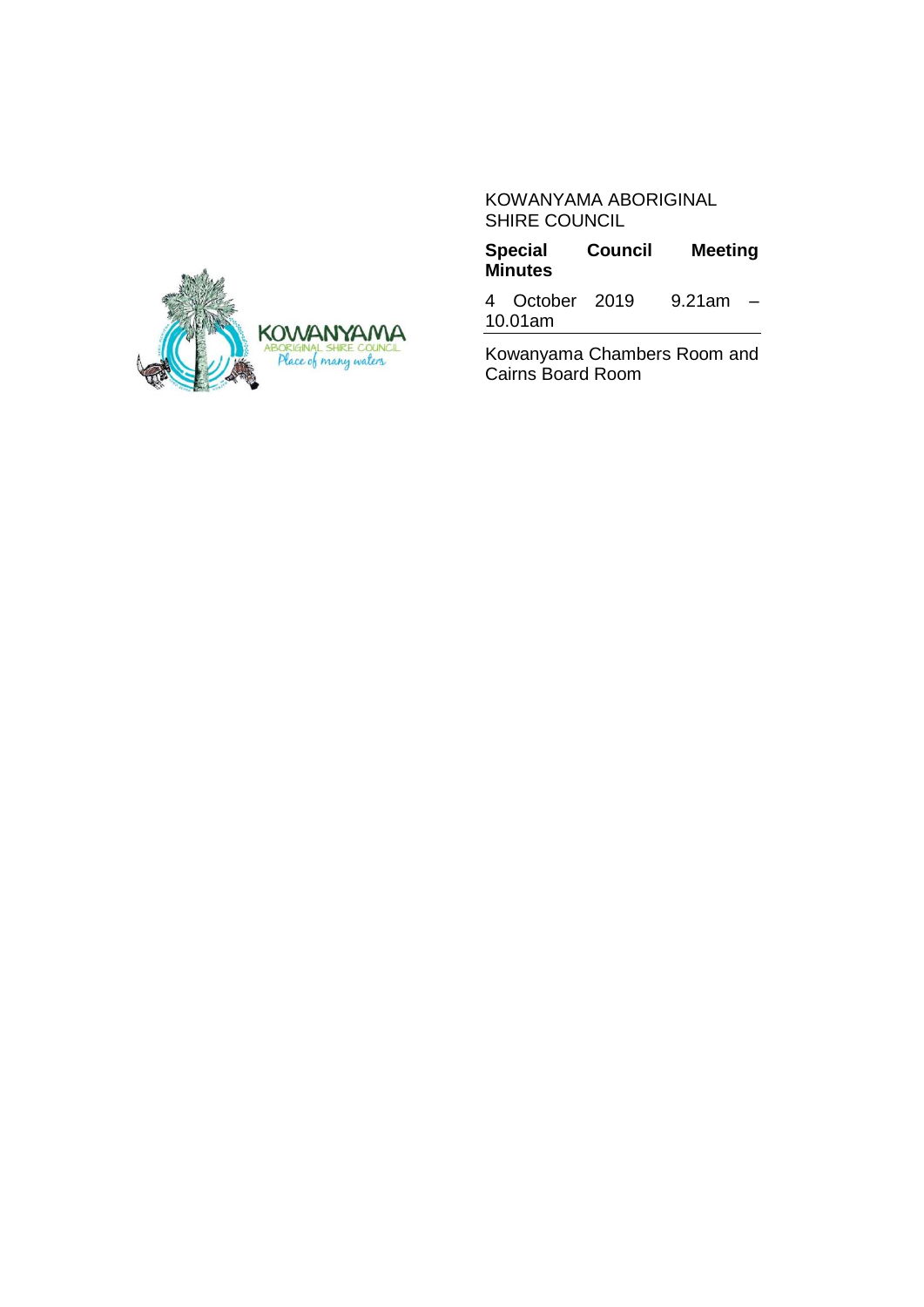KOWANYAMA ABORIGINAL SHIRE COUNCIL

**Special Council Meeting Minutes**

4 October 2019 9.21am – 10.01am

Kowanyama Chambers Room and Cairns Board Room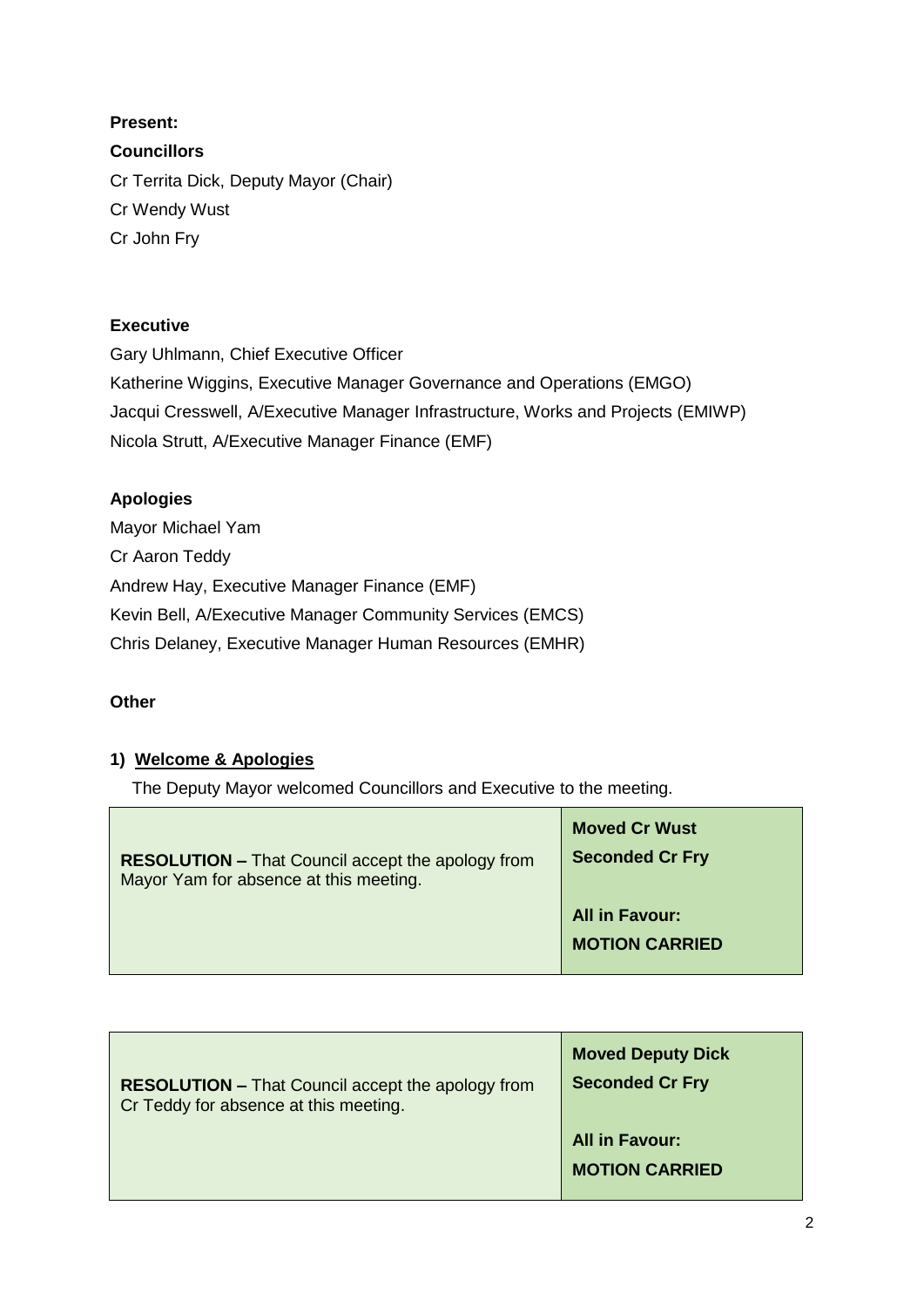**Present:**

**Councillors**

Cr Territa Dick, Deputy Mayor (Chair)
Cr Wendy Wust
Cr John Fry

**Executive**

Gary Uhlmann, Chief Executive Officer
Katherine Wiggins, Executive Manager Governance and Operations (EMGO)
Jacqui Cresswell, A/Executive Manager Infrastructure, Works and Projects (EMIWP)
Nicola Strutt, A/Executive Manager Finance (EMF)

**Apologies**

Mayor Michael Yam
Cr Aaron Teddy
Andrew Hay, Executive Manager Finance (EMF)
Kevin Bell, A/Executive Manager Community Services (EMCS)
Chris Delaney, Executive Manager Human Resources (EMHR)

**Other**

**1) Welcome & Apologies**

The Deputy Mayor welcomed Councillors and Executive to the meeting.

| | |
|---|---|
| **RESOLUTION –** That Council accept the apology from Mayor Yam for absence at this meeting. | **Moved Cr Wust**<br>**Seconded Cr Fry**<br><br>**All in Favour:**<br>**MOTION CARRIED** |

| | |
|---|---|
| **RESOLUTION –** That Council accept the apology from Cr Teddy for absence at this meeting. | **Moved Deputy Dick**<br>**Seconded Cr Fry**<br><br>**All in Favour:**<br>**MOTION CARRIED** |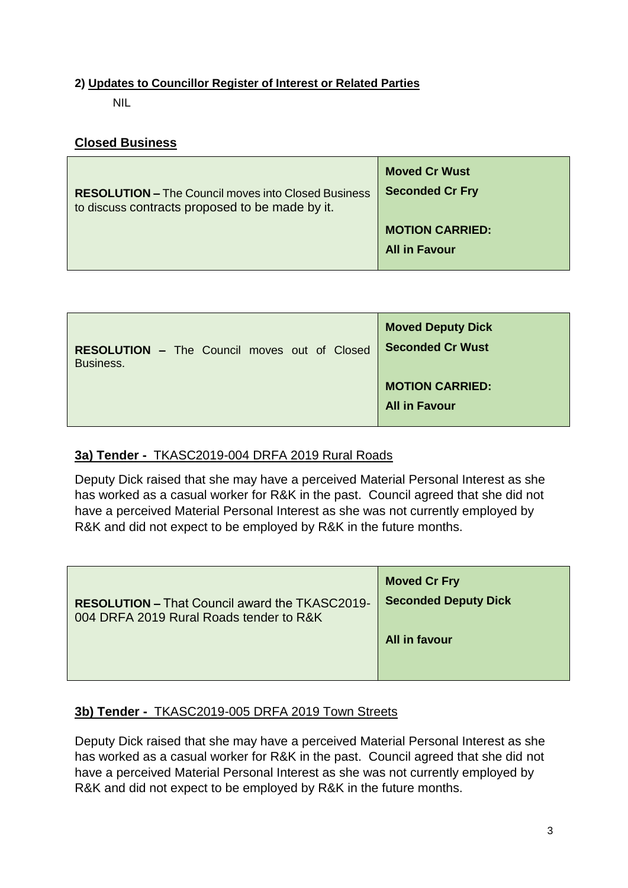**2) Updates to Councillor Register of Interest or Related Parties**

NIL

**Closed Business**

| **RESOLUTION –** The Council moves into Closed Business to discuss contracts proposed to be made by it. | **Moved Cr Wust**<br>**Seconded Cr Fry**<br><br>**MOTION CARRIED:**<br>**All in Favour** |
|---|---|

| **RESOLUTION –** The Council moves out of Closed Business. | **Moved Deputy Dick**<br>**Seconded Cr Wust**<br><br>**MOTION CARRIED:**<br>**All in Favour** |
|---|---|

**3a) Tender -** TKASC2019-004 DRFA 2019 Rural Roads

Deputy Dick raised that she may have a perceived Material Personal Interest as she has worked as a casual worker for R&K in the past. Council agreed that she did not have a perceived Material Personal Interest as she was not currently employed by R&K and did not expect to be employed by R&K in the future months.

| **RESOLUTION –** That Council award the TKASC2019-004 DRFA 2019 Rural Roads tender to R&K | **Moved Cr Fry**<br>**Seconded Deputy Dick**<br><br>**All in favour** |
|---|---|

**3b) Tender -** TKASC2019-005 DRFA 2019 Town Streets

Deputy Dick raised that she may have a perceived Material Personal Interest as she has worked as a casual worker for R&K in the past. Council agreed that she did not have a perceived Material Personal Interest as she was not currently employed by R&K and did not expect to be employed by R&K in the future months.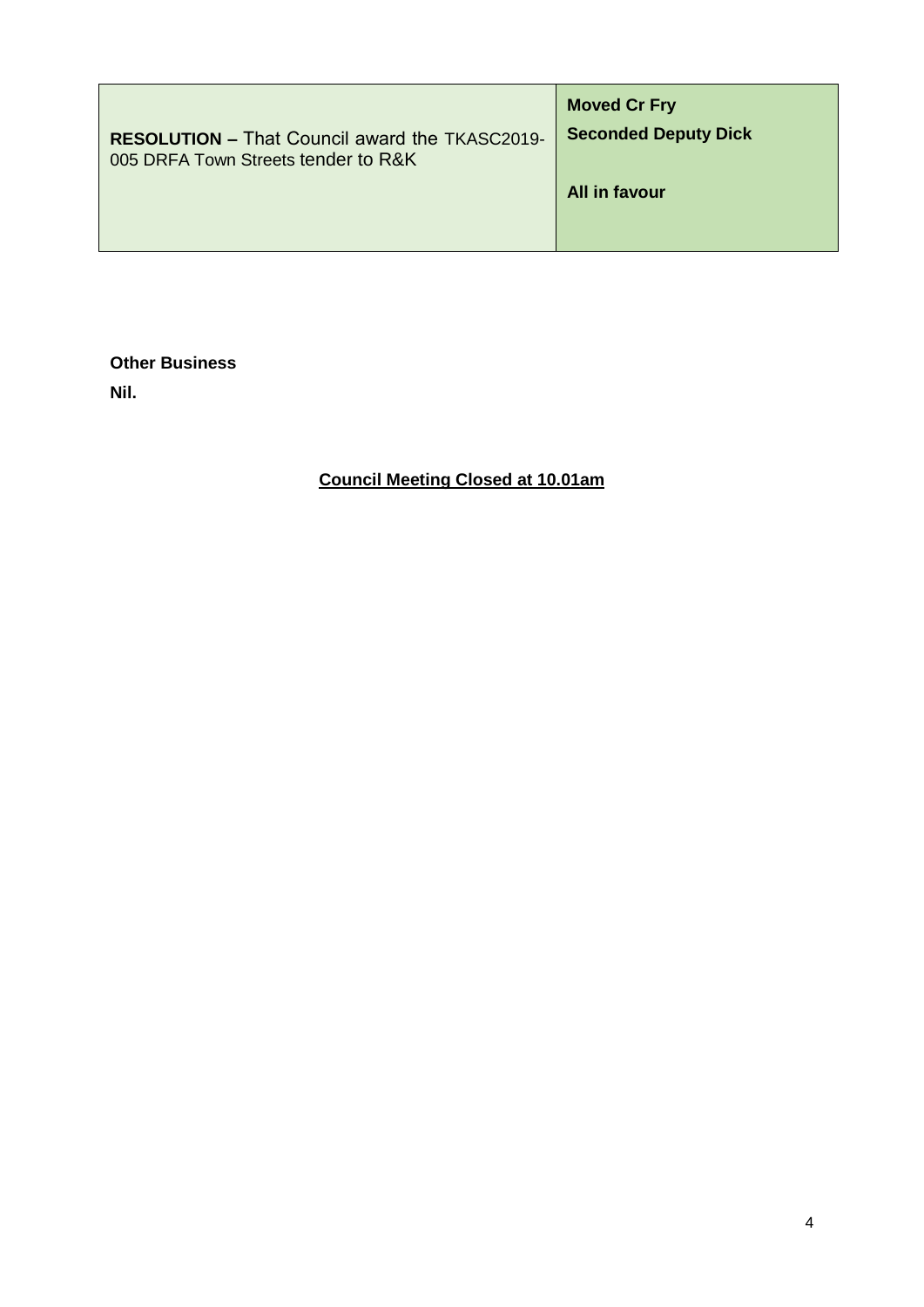| | |
|---|---|
| **RESOLUTION –** That Council award the TKASC2019-005 DRFA Town Streets tender to R&K | **Moved Cr Fry**<br>**Seconded Deputy Dick**<br><br>**All in favour** |

**Other Business**

**Nil.**

**Council Meeting Closed at 10.01am**